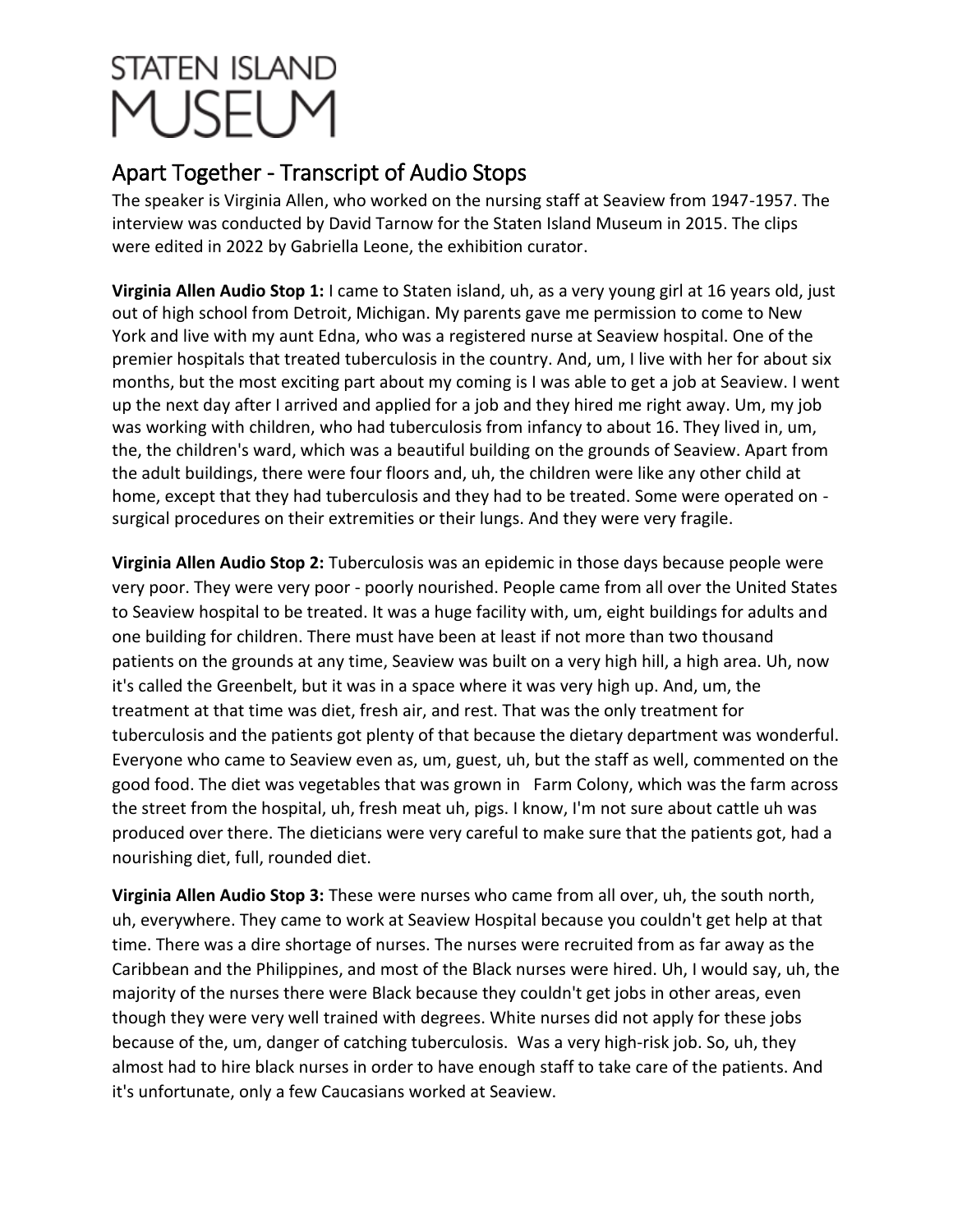# STATEN ISLAND MUSEUM

## Apart Together - Transcript of Audio Stops

The speaker is Virginia Allen, who worked on the nursing staff at Seaview from 1947-1957. The interview was conducted by David Tarnow for the Staten Island Museum in 2015. The clips were edited in 2022 by Gabriella Leone, the exhibition curator.

**Virginia Allen Audio Stop 1:** I came to Staten island, uh, as a very young girl at 16 years old, just out of high school from Detroit, Michigan. My parents gave me permission to come to New York and live with my aunt Edna, who was a registered nurse at Seaview hospital. One of the premier hospitals that treated tuberculosis in the country. And, um, I live with her for about six months, but the most exciting part about my coming is I was able to get a job at Seaview. I went up the next day after I arrived and applied for a job and they hired me right away. Um, my job was working with children, who had tuberculosis from infancy to about 16. They lived in, um, the, the children's ward, which was a beautiful building on the grounds of Seaview. Apart from the adult buildings, there were four floors and, uh, the children were like any other child at home, except that they had tuberculosis and they had to be treated. Some were operated on - surgical procedures on their extremities or their lungs. And they were very fragile.

**Virginia Allen Audio Stop 2:** Tuberculosis was an epidemic in those days because people were very poor. They were very poor - poorly nourished. People came from all over the United States to Seaview hospital to be treated. It was a huge facility with, um, eight buildings for adults and one building for children. There must have been at least if not more than two thousand patients on the grounds at any time, Seaview was built on a very high hill, a high area. Uh, now it's called the Greenbelt, but it was in a space where it was very high up. And, um, the treatment at that time was diet, fresh air, and rest. That was the only treatment for tuberculosis and the patients got plenty of that because the dietary department was wonderful. Everyone who came to Seaview even as, um, guest, uh, but the staff as well, commented on the good food. The diet was vegetables that was grown in Farm Colony, which was the farm across the street from the hospital, uh, fresh meat uh, pigs. I know, I'm not sure about cattle uh was produced over there. The dieticians were very careful to make sure that the patients got, had a nourishing diet, full, rounded diet.

**Virginia Allen Audio Stop 3:** These were nurses who came from all over, uh, the south north, uh, everywhere. They came to work at Seaview Hospital because you couldn't get help at that time. There was a dire shortage of nurses. The nurses were recruited from as far away as the Caribbean and the Philippines, and most of the Black nurses were hired. Uh, I would say, uh, the majority of the nurses there were Black because they couldn't get jobs in other areas, even though they were very well trained with degrees. White nurses did not apply for these jobs because of the, um, danger of catching tuberculosis. Was a very high-risk job. So, uh, they almost had to hire black nurses in order to have enough staff to take care of the patients. And it's unfortunate, only a few Caucasians worked at Seaview.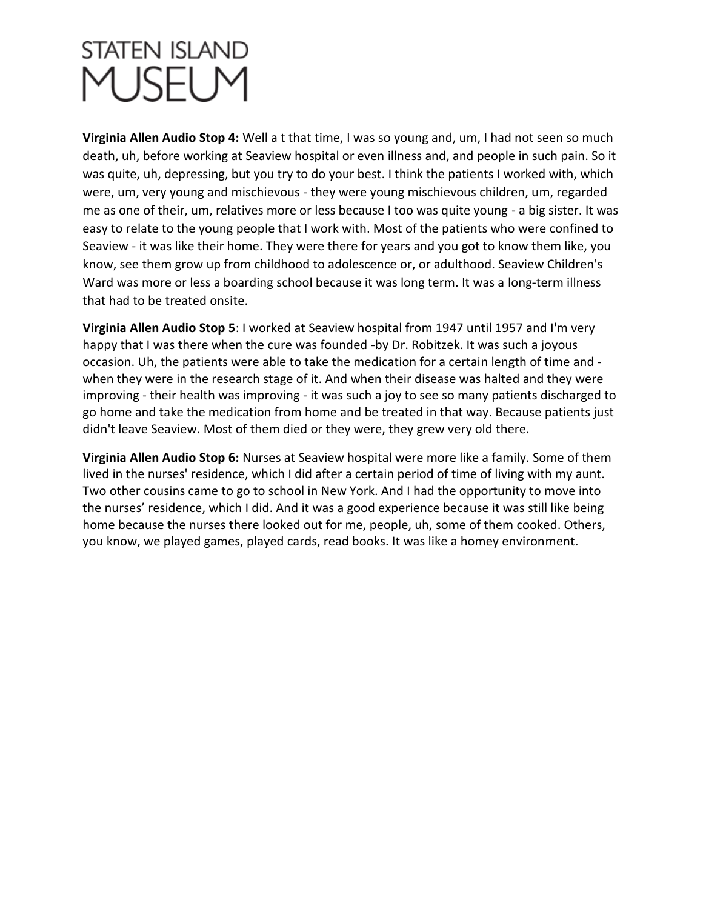**Virginia Allen Audio Stop 4:** Well a t that time, I was so young and, um, I had not seen so much death, uh, before working at Seaview hospital or even illness and, and people in such pain. So it was quite, uh, depressing, but you try to do your best. I think the patients I worked with, which were, um, very young and mischievous - they were young mischievous children, um, regarded me as one of their, um, relatives more or less because I too was quite young - a big sister. It was easy to relate to the young people that I work with. Most of the patients who were confined to Seaview - it was like their home. They were there for years and you got to know them like, you know, see them grow up from childhood to adolescence or, or adulthood. Seaview Children's Ward was more or less a boarding school because it was long term. It was a long-term illness that had to be treated onsite.

**Virginia Allen Audio Stop 5**: I worked at Seaview hospital from 1947 until 1957 and I'm very happy that I was there when the cure was founded -by Dr. Robitzek. It was such a joyous occasion. Uh, the patients were able to take the medication for a certain length of time and - when they were in the research stage of it. And when their disease was halted and they were improving - their health was improving - it was such a joy to see so many patients discharged to go home and take the medication from home and be treated in that way. Because patients just didn't leave Seaview. Most of them died or they were, they grew very old there.

**Virginia Allen Audio Stop 6:** Nurses at Seaview hospital were more like a family. Some of them lived in the nurses' residence, which I did after a certain period of time of living with my aunt. Two other cousins came to go to school in New York. And I had the opportunity to move into the nurses' residence, which I did. And it was a good experience because it was still like being home because the nurses there looked out for me, people, uh, some of them cooked. Others, you know, we played games, played cards, read books. It was like a homey environment.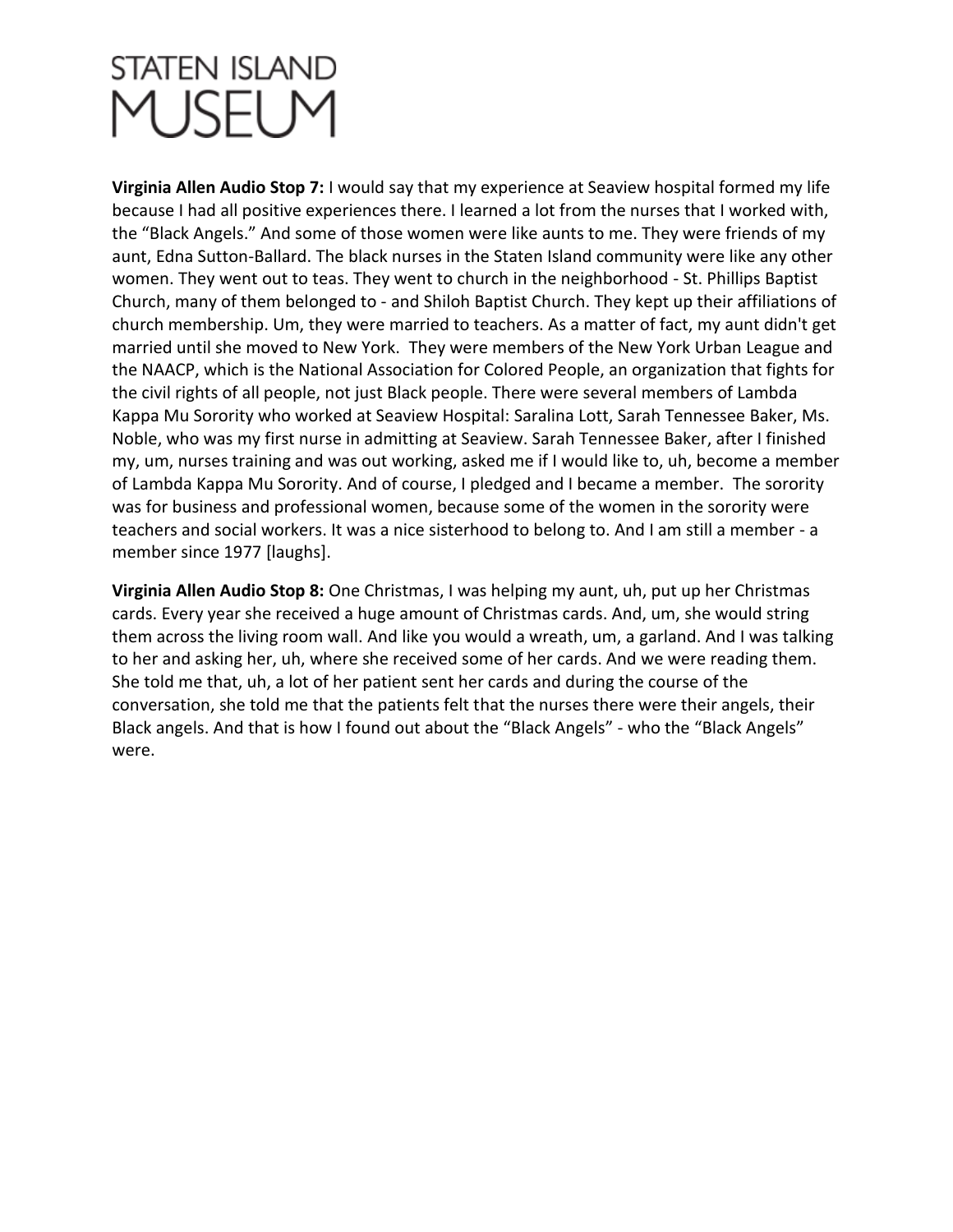STATEN ISLAND
MUSEUM

**Virginia Allen Audio Stop 7:** I would say that my experience at Seaview hospital formed my life because I had all positive experiences there. I learned a lot from the nurses that I worked with, the "Black Angels." And some of those women were like aunts to me. They were friends of my aunt, Edna Sutton-Ballard. The black nurses in the Staten Island community were like any other women. They went out to teas. They went to church in the neighborhood - St. Phillips Baptist Church, many of them belonged to - and Shiloh Baptist Church. They kept up their affiliations of church membership. Um, they were married to teachers. As a matter of fact, my aunt didn't get married until she moved to New York. They were members of the New York Urban League and the NAACP, which is the National Association for Colored People, an organization that fights for the civil rights of all people, not just Black people. There were several members of Lambda Kappa Mu Sorority who worked at Seaview Hospital: Saralina Lott, Sarah Tennessee Baker, Ms. Noble, who was my first nurse in admitting at Seaview. Sarah Tennessee Baker, after I finished my, um, nurses training and was out working, asked me if I would like to, uh, become a member of Lambda Kappa Mu Sorority. And of course, I pledged and I became a member. The sorority was for business and professional women, because some of the women in the sorority were teachers and social workers. It was a nice sisterhood to belong to. And I am still a member - a member since 1977 [laughs].

**Virginia Allen Audio Stop 8:** One Christmas, I was helping my aunt, uh, put up her Christmas cards. Every year she received a huge amount of Christmas cards. And, um, she would string them across the living room wall. And like you would a wreath, um, a garland. And I was talking to her and asking her, uh, where she received some of her cards. And we were reading them. She told me that, uh, a lot of her patient sent her cards and during the course of the conversation, she told me that the patients felt that the nurses there were their angels, their Black angels. And that is how I found out about the "Black Angels" - who the "Black Angels" were.